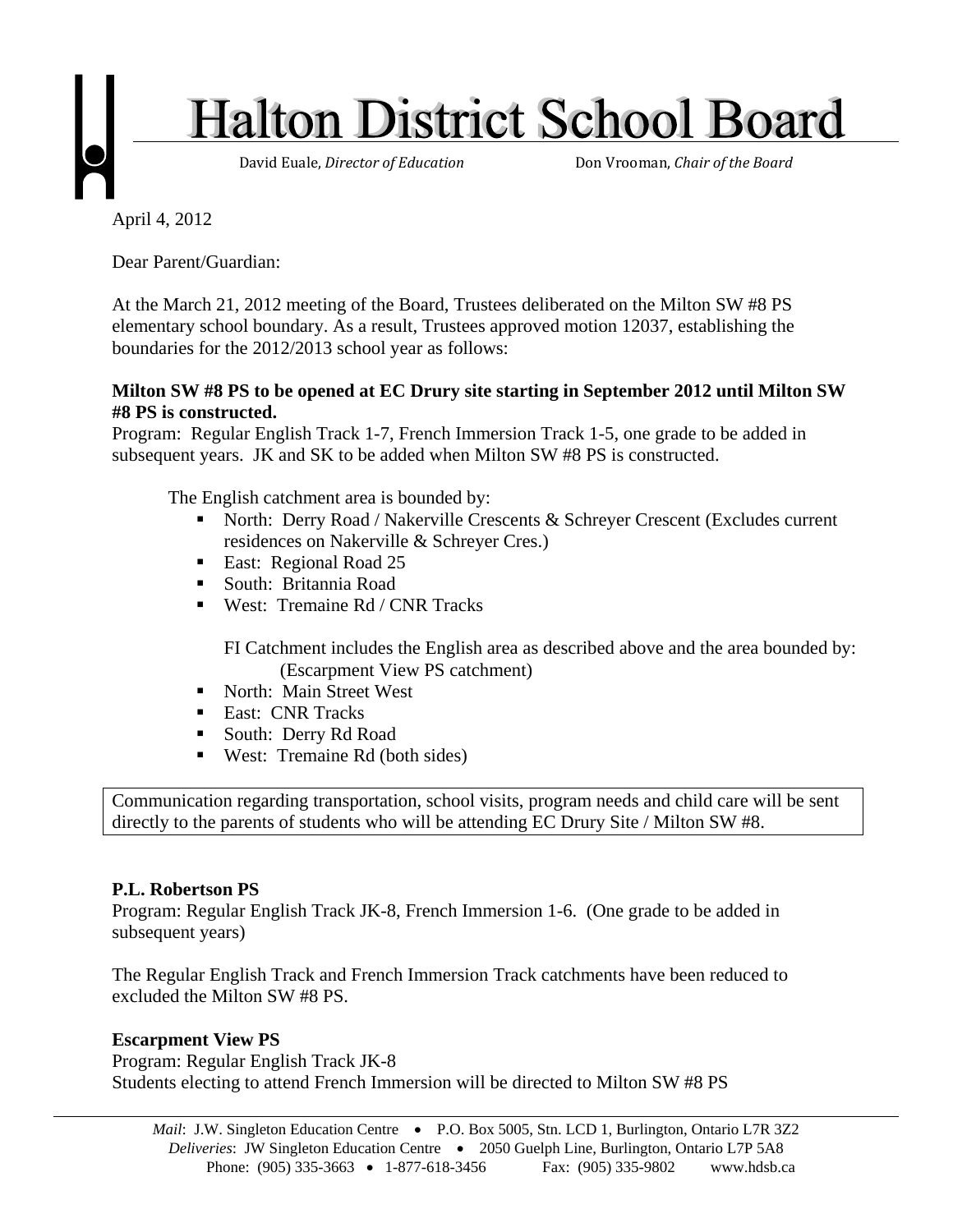# Halton District School Board

David Euale, *Director of Education* Don Vrooman, *Chair of the Board*

April 4, 2012

Dear Parent/Guardian:

At the March 21, 2012 meeting of the Board, Trustees deliberated on the Milton SW #8 PS elementary school boundary. As a result, Trustees approved motion 12037, establishing the boundaries for the 2012/2013 school year as follows:

**Milton SW #8 PS to be opened at EC Drury site starting in September 2012 until Milton SW #8 PS is constructed.**

Program: Regular English Track 1-7, French Immersion Track 1-5, one grade to be added in subsequent years. JK and SK to be added when Milton SW #8 PS is constructed.

The English catchment area is bounded by:

- North: Derry Road / Nakerville Crescents & Schreyer Crescent (Excludes current residences on Nakerville & Schreyer Cres.)
- East: Regional Road 25
- South: Britannia Road
- West: Tremaine Rd / CNR Tracks

FI Catchment includes the English area as described above and the area bounded by: (Escarpment View PS catchment)

- North: Main Street West
- East: CNR Tracks
- South: Derry Rd Road
- West: Tremaine Rd (both sides)

Communication regarding transportation, school visits, program needs and child care will be sent directly to the parents of students who will be attending EC Drury Site / Milton SW #8.

**P.L. Robertson PS**

Program: Regular English Track JK-8, French Immersion 1-6. (One grade to be added in subsequent years)

The Regular English Track and French Immersion Track catchments have been reduced to excluded the Milton SW #8 PS.

**Escarpment View PS**

Program: Regular English Track JK-8

Students electing to attend French Immersion will be directed to Milton SW #8 PS

*Mail*: J.W. Singleton Education Centre • P.O. Box 5005, Stn. LCD 1, Burlington, Ontario L7R 3Z2
*Deliveries*: JW Singleton Education Centre • 2050 Guelph Line, Burlington, Ontario L7P 5A8
Phone: (905) 335-3663 • 1-877-618-3456 Fax: (905) 335-9802 www.hdsb.ca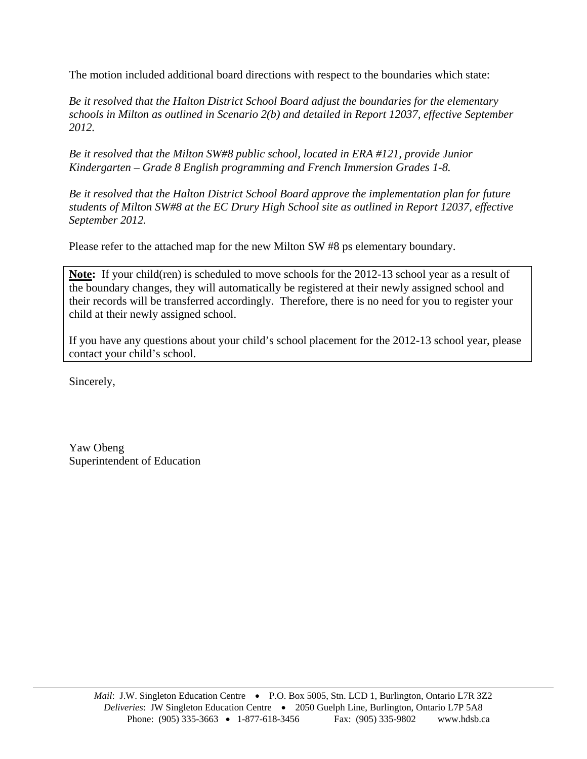The motion included additional board directions with respect to the boundaries which state:

*Be it resolved that the Halton District School Board adjust the boundaries for the elementary schools in Milton as outlined in Scenario 2(b) and detailed in Report 12037, effective September 2012.*

*Be it resolved that the Milton SW#8 public school, located in ERA #121, provide Junior Kindergarten – Grade 8 English programming and French Immersion Grades 1-8.*

*Be it resolved that the Halton District School Board approve the implementation plan for future students of Milton SW#8 at the EC Drury High School site as outlined in Report 12037, effective September 2012.*

Please refer to the attached map for the new Milton SW #8 ps elementary boundary.

> **Note:** If your child(ren) is scheduled to move schools for the 2012-13 school year as a result of the boundary changes, they will automatically be registered at their newly assigned school and their records will be transferred accordingly. Therefore, there is no need for you to register your child at their newly assigned school.
>
> If you have any questions about your child's school placement for the 2012-13 school year, please contact your child's school.

Sincerely,

Yaw Obeng
Superintendent of Education

*Mail*: J.W. Singleton Education Centre • P.O. Box 5005, Stn. LCD 1, Burlington, Ontario L7R 3Z2
*Deliveries*: JW Singleton Education Centre • 2050 Guelph Line, Burlington, Ontario L7P 5A8
Phone: (905) 335-3663 • 1-877-618-3456 Fax: (905) 335-9802 www.hdsb.ca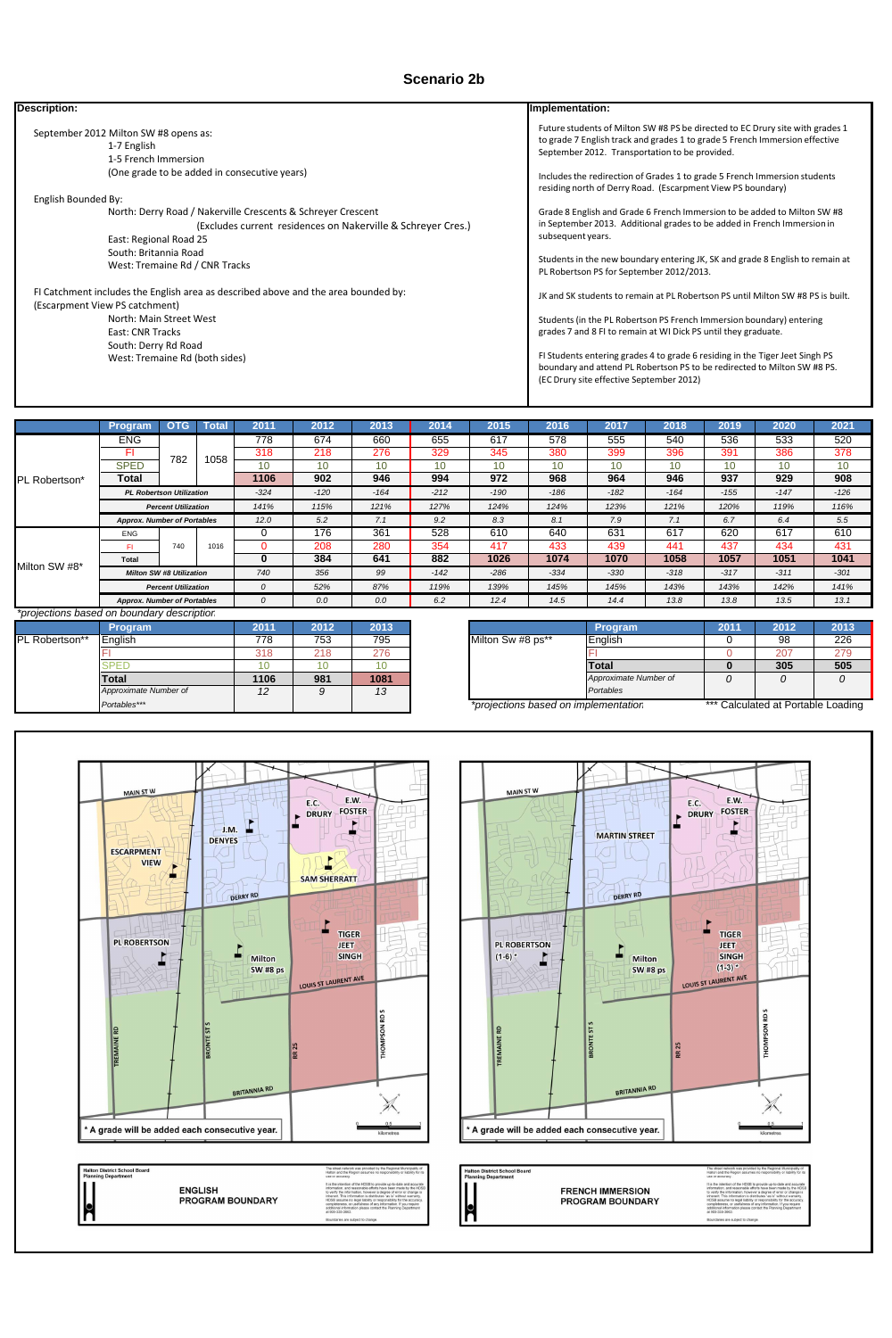# Scenario 2b

| Description: | Implementation: |
|---|---|
| September 2012 Milton SW #8 opens as:<br>1-7 English<br>1-5 French Immersion<br>(One grade to be added in consecutive years)<br><br>English Bounded By:<br>North: Derry Road / Nakerville Crescents & Schreyer Crescent<br>(Excludes current residences on Nakerville & Schreyer Cres.)<br>East: Regional Road 25<br>South: Britannia Road<br>West: Tremaine Rd / CNR Tracks<br><br>FI Catchment includes the English area as described above and the area bounded by:<br>(Escarpment View PS catchment)<br>North: Main Street West<br>East: CNR Tracks<br>South: Derry Rd Road<br>West: Tremaine Rd (both sides) | Future students of Milton SW #8 PS be directed to EC Drury site with grades 1 to grade 7 English track and grades 1 to grade 5 French Immersion effective September 2012. Transportation to be provided.<br><br>Includes the redirection of Grades 1 to grade 5 French Immersion students residing north of Derry Road. (Escarpment View PS boundary)<br><br>Grade 8 English and Grade 6 French Immersion to be added to Milton SW #8 in September 2013. Additional grades to be added in French Immersion in subsequent years.<br><br>Students in the new boundary entering JK, SK and grade 8 English to remain at PL Robertson PS for September 2012/2013.<br><br>JK and SK students to remain at PL Robertson PS until Milton SW #8 PS is built.<br><br>Students (in the PL Robertson PS French Immersion boundary) entering grades 7 and 8 FI to remain at WI Dick PS until they graduate.<br><br>FI Students entering grades 4 to grade 6 residing in the Tiger Jeet Singh PS boundary and attend PL Robertson PS to be redirected to Milton SW #8 PS. (EC Drury site effective September 2012) |

| | Program | OTG | Total | 2011 | 2012 | 2013 | 2014 | 2015 | 2016 | 2017 | 2018 | 2019 | 2020 | 2021 |
|---|---|---|---|---|---|---|---|---|---|---|---|---|---|---|
| PL Robertson* | ENG | 782 | 1058 | 778 | 674 | 660 | 655 | 617 | 578 | 555 | 540 | 536 | 533 | 520 |
| | FI | | | 318 | 218 | 276 | 329 | 345 | 380 | 399 | 396 | 391 | 386 | 378 |
| | SPED | | | 10 | 10 | 10 | 10 | 10 | 10 | 10 | 10 | 10 | 10 | 10 |
| | Total | | | 1106 | 902 | 946 | 994 | 972 | 968 | 964 | 946 | 937 | 929 | 908 |
| | *PL Robertson Utilization* | | | *-324* | *-120* | *-164* | *-212* | *-190* | *-186* | *-182* | *-164* | *-155* | *-147* | *-126* |
| | *Percent Utilization* | | | *141%* | *115%* | *121%* | *127%* | *124%* | *124%* | *123%* | *121%* | *120%* | *119%* | *116%* |
| | *Approx. Number of Portables* | | | *12.0* | *5.2* | *7.1* | *9.2* | *8.3* | *8.1* | *7.9* | *7.1* | *6.7* | *6.4* | *5.5* |
| Milton SW #8* | ENG | 740 | 1016 | 0 | 176 | 361 | 528 | 610 | 640 | 631 | 617 | 620 | 617 | 610 |
| | FI | | | 0 | 208 | 280 | 354 | 417 | 433 | 439 | 441 | 437 | 434 | 431 |
| | Total | | | 0 | 384 | 641 | 882 | 1026 | 1074 | 1070 | 1058 | 1057 | 1051 | 1041 |
| | *Milton SW #8 Utilization* | | | *740* | *356* | *99* | *-142* | *-286* | *-334* | *-330* | *-318* | *-317* | *-311* | *-301* |
| | *Percent Utilization* | | | *0* | *52%* | *87%* | *119%* | *139%* | *145%* | *145%* | *143%* | *143%* | *142%* | *141%* |
| | *Approx. Number of Portables* | | | *0* | *0.0* | *0.0* | *6.2* | *12.4* | *14.5* | *14.4* | *13.8* | *13.8* | *13.5* | *13.1* |

*projections based on boundary description

| | Program | 2011 | 2012 | 2013 |
|---|---|---|---|---|
| PL Robertson** | English | 778 | 753 | 795 |
| | FI | 318 | 218 | 276 |
| | SPED | 10 | 10 | 10 |
| | Total | 1106 | 981 | 1081 |
| | *Approximate Number of Portables**** | *12* | *9* | *13* |

| | Program | 2011 | 2012 | 2013 |
|---|---|---|---|---|
| Milton Sw #8 ps** | English | 0 | 98 | 226 |
| | FI | 0 | 207 | 279 |
| | Total | 0 | 305 | 505 |
| | *Approximate Number of Portables* | *0* | *0* | *0* |

*projections based on implementation

*** Calculated at Portable Loading

MAIN ST W
ESCARPMENT VIEW
J.M. DENYES
E.C. DRURY
E.W. FOSTER
SAM SHERRATT
DERRY RD
PL ROBERTSON
Milton SW #8 ps
TIGER JEET SINGH
LOUIS ST LAURENT AVE
TREMAINE RD
BRONTE ST S
RR 25
THOMPSON RD S
BRITANNIA RD
* A grade will be added each consecutive year.

Halton District School Board
Planning Department
ENGLISH PROGRAM BOUNDARY

MAIN ST W
E.C. DRURY
E.W. FOSTER
MARTIN STREET
DERRY RD
PL ROBERTSON (1-6) *
Milton SW #8 ps
TIGER JEET SINGH (1-3) *
LOUIS ST LAURENT AVE
TREMAINE RD
BRONTE ST S
RR 25
THOMPSON RD S
BRITANNIA RD
* A grade will be added each consecutive year.

Halton District School Board
Planning Department
FRENCH IMMERSION PROGRAM BOUNDARY